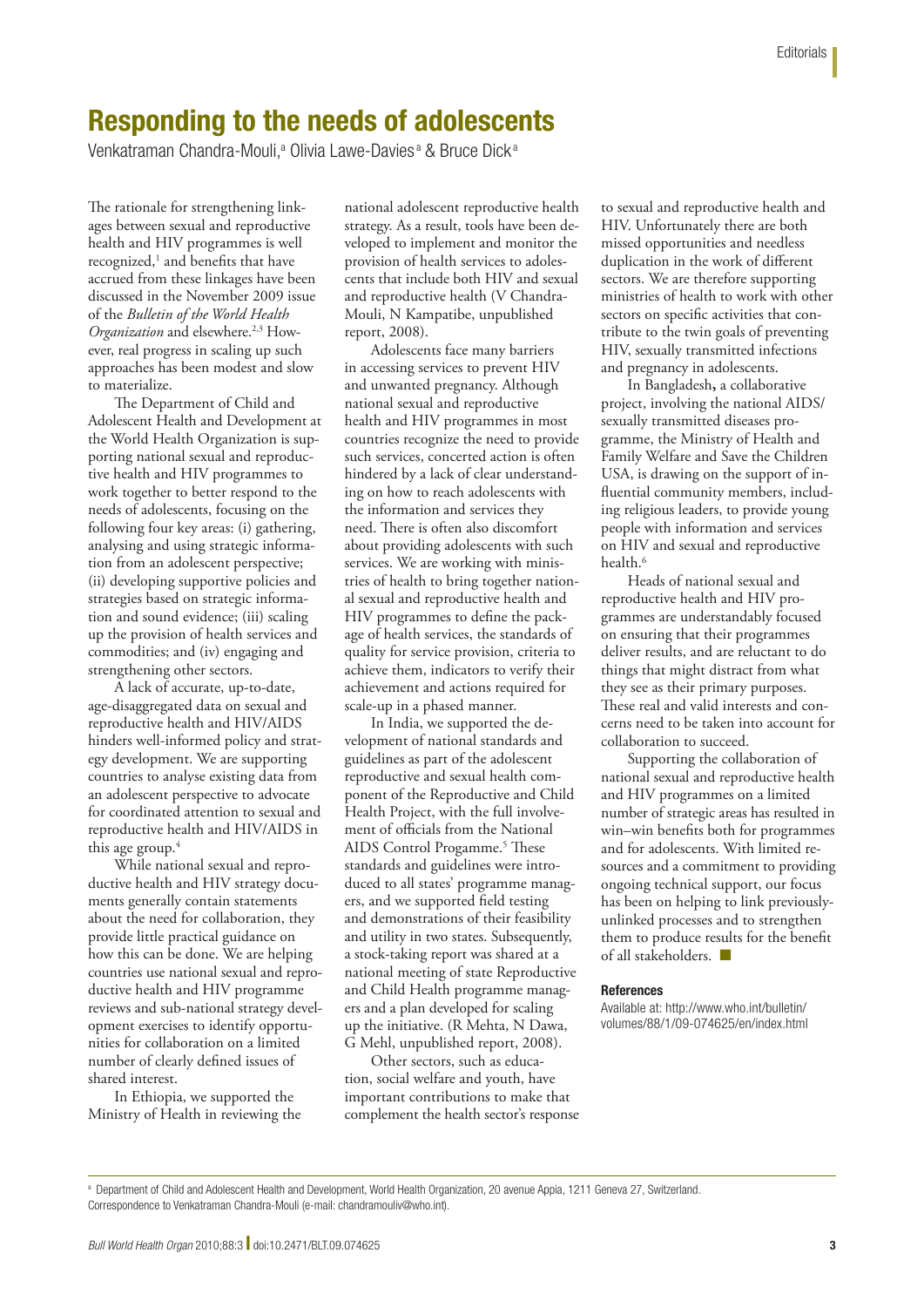# Responding to the needs of adolescents

Venkatraman Chandra-Mouli,[a] Olivia Lawe-Davies[a] & Bruce Dick[a]

The rationale for strengthening linkages between sexual and reproductive health and HIV programmes is well recognized,[1] and benefits that have accrued from these linkages have been discussed in the November 2009 issue of the *Bulletin of the World Health Organization* and elsewhere.[2,3] However, real progress in scaling up such approaches has been modest and slow to materialize.

The Department of Child and Adolescent Health and Development at the World Health Organization is supporting national sexual and reproductive health and HIV programmes to work together to better respond to the needs of adolescents, focusing on the following four key areas: (i) gathering, analysing and using strategic information from an adolescent perspective; (ii) developing supportive policies and strategies based on strategic information and sound evidence; (iii) scaling up the provision of health services and commodities; and (iv) engaging and strengthening other sectors.

A lack of accurate, up-to-date, age-disaggregated data on sexual and reproductive health and HIV/AIDS hinders well-informed policy and strategy development. We are supporting countries to analyse existing data from an adolescent perspective to advocate for coordinated attention to sexual and reproductive health and HIV/AIDS in this age group.[4]

While national sexual and reproductive health and HIV strategy documents generally contain statements about the need for collaboration, they provide little practical guidance on how this can be done. We are helping countries use national sexual and reproductive health and HIV programme reviews and sub-national strategy development exercises to identify opportunities for collaboration on a limited number of clearly defined issues of shared interest.

In Ethiopia, we supported the Ministry of Health in reviewing the national adolescent reproductive health strategy. As a result, tools have been developed to implement and monitor the provision of health services to adolescents that include both HIV and sexual and reproductive health (V Chandra-Mouli, N Kampatibe, unpublished report, 2008).

Adolescents face many barriers in accessing services to prevent HIV and unwanted pregnancy. Although national sexual and reproductive health and HIV programmes in most countries recognize the need to provide such services, concerted action is often hindered by a lack of clear understanding on how to reach adolescents with the information and services they need. There is often also discomfort about providing adolescents with such services. We are working with ministries of health to bring together national sexual and reproductive health and HIV programmes to define the package of health services, the standards of quality for service provision, criteria to achieve them, indicators to verify their achievement and actions required for scale-up in a phased manner.

In India, we supported the development of national standards and guidelines as part of the adolescent reproductive and sexual health component of the Reproductive and Child Health Project, with the full involvement of officials from the National AIDS Control Progamme.[5] These standards and guidelines were introduced to all states' programme managers, and we supported field testing and demonstrations of their feasibility and utility in two states. Subsequently, a stock-taking report was shared at a national meeting of state Reproductive and Child Health programme managers and a plan developed for scaling up the initiative. (R Mehta, N Dawa, G Mehl, unpublished report, 2008).

Other sectors, such as education, social welfare and youth, have important contributions to make that complement the health sector's response to sexual and reproductive health and HIV. Unfortunately there are both missed opportunities and needless duplication in the work of different sectors. We are therefore supporting ministries of health to work with other sectors on specific activities that contribute to the twin goals of preventing HIV, sexually transmitted infections and pregnancy in adolescents.

In Bangladesh**,** a collaborative project, involving the national AIDS/sexually transmitted diseases programme, the Ministry of Health and Family Welfare and Save the Children USA, is drawing on the support of influential community members, including religious leaders, to provide young people with information and services on HIV and sexual and reproductive health.[6]

Heads of national sexual and reproductive health and HIV programmes are understandably focused on ensuring that their programmes deliver results, and are reluctant to do things that might distract from what they see as their primary purposes. These real and valid interests and concerns need to be taken into account for collaboration to succeed.

Supporting the collaboration of national sexual and reproductive health and HIV programmes on a limited number of strategic areas has resulted in win–win benefits both for programmes and for adolescents. With limited resources and a commitment to providing ongoing technical support, our focus has been on helping to link previously-unlinked processes and to strengthen them to produce results for the benefit of all stakeholders. ■

#### References

Available at: http://www.who.int/bulletin/volumes/88/1/09-074625/en/index.html

[a] Department of Child and Adolescent Health and Development, World Health Organization, 20 avenue Appia, 1211 Geneva 27, Switzerland.
Correspondence to Venkatraman Chandra-Mouli (e-mail: chandramouliv@who.int).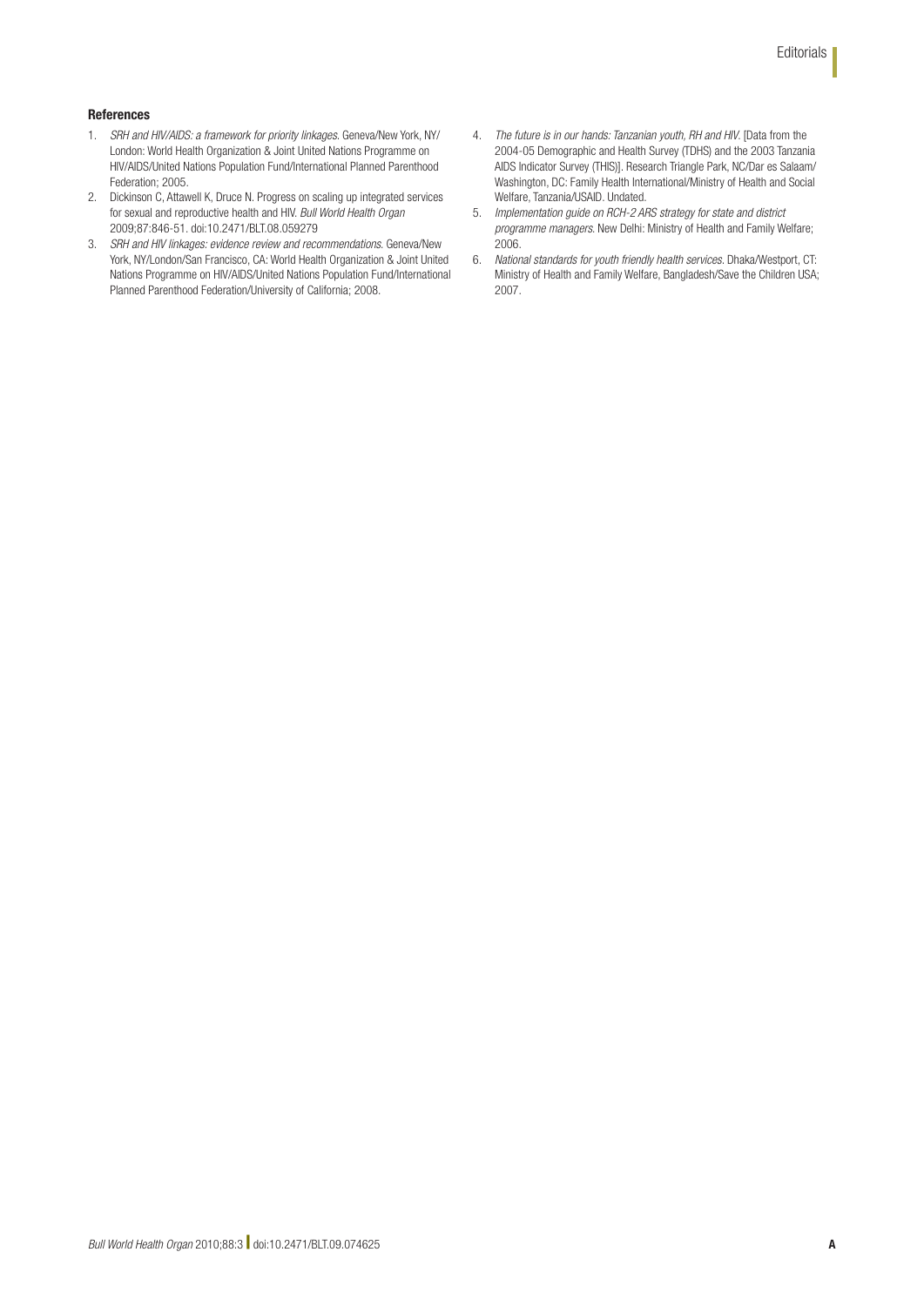### References

1. *SRH and HIV/AIDS: a framework for priority linkages*. Geneva/New York, NY/London: World Health Organization & Joint United Nations Programme on HIV/AIDS/United Nations Population Fund/International Planned Parenthood Federation; 2005.
2. Dickinson C, Attawell K, Druce N. Progress on scaling up integrated services for sexual and reproductive health and HIV. *Bull World Health Organ* 2009;87:846-51. doi:10.2471/BLT.08.059279
3. *SRH and HIV linkages: evidence review and recommendations*. Geneva/New York, NY/London/San Francisco, CA: World Health Organization & Joint United Nations Programme on HIV/AIDS/United Nations Population Fund/International Planned Parenthood Federation/University of California; 2008.
4. *The future is in our hands: Tanzanian youth, RH and HIV*. [Data from the 2004-05 Demographic and Health Survey (TDHS) and the 2003 Tanzania AIDS Indicator Survey (THIS)]. Research Triangle Park, NC/Dar es Salaam/Washington, DC: Family Health International/Ministry of Health and Social Welfare, Tanzania/USAID. Undated.
5. *Implementation guide on RCH-2 ARS strategy for state and district programme managers*. New Delhi: Ministry of Health and Family Welfare; 2006.
6. *National standards for youth friendly health services*. Dhaka/Westport, CT: Ministry of Health and Family Welfare, Bangladesh/Save the Children USA; 2007.